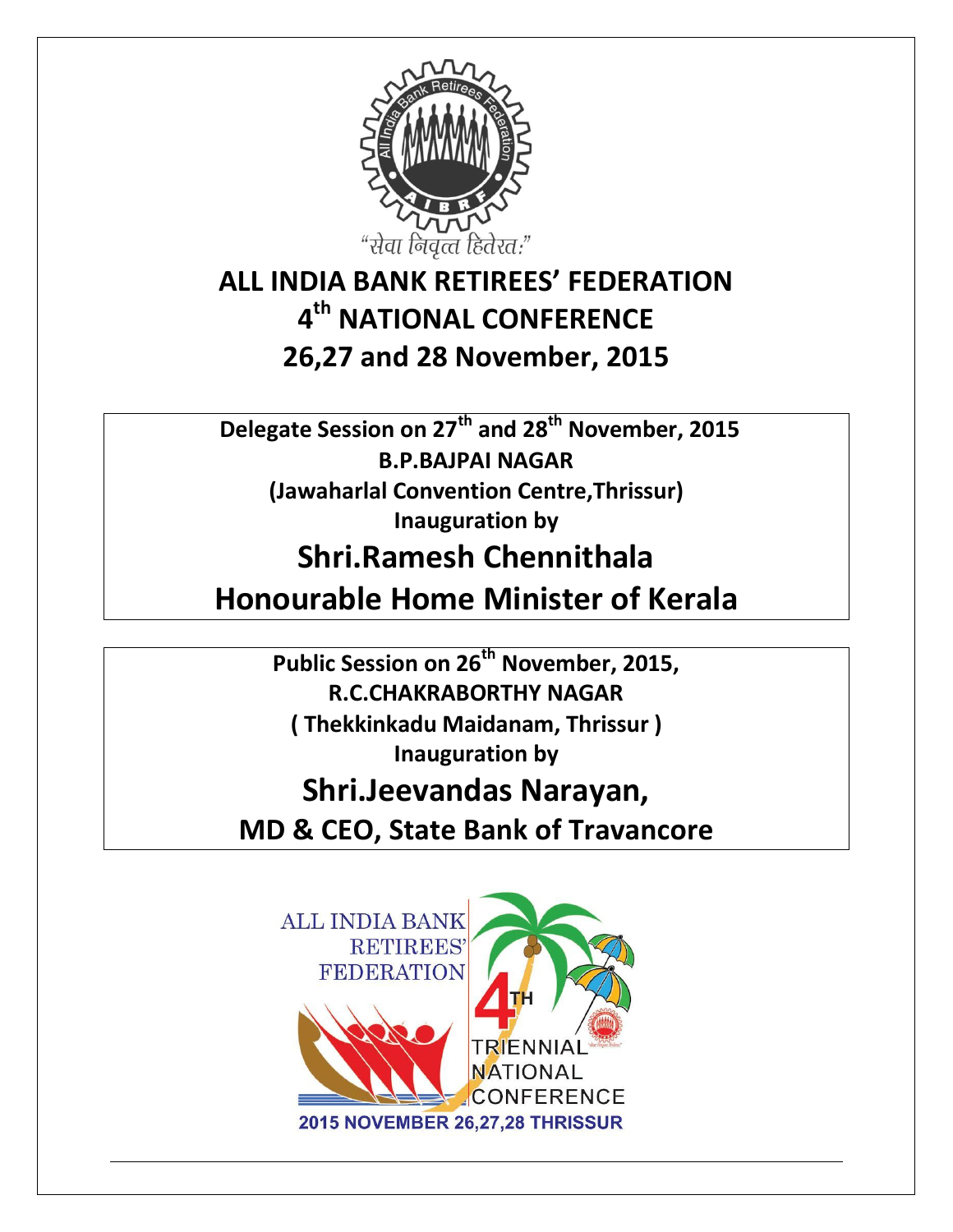“सेवा निवृत्त हितेरत:”

# ALL INDIA BANK RETIREES’ FEDERATION
# 4th NATIONAL CONFERENCE
# 26,27 and 28 November, 2015

**Delegate Session on 27th and 28th November, 2015**
**B.P.BAJPAI NAGAR**
**(Jawaharlal Convention Centre,Thrissur)**
**Inauguration by**

## Shri.Ramesh Chennithala
## Honourable Home Minister of Kerala

**Public Session on 26th November, 2015,**
**R.C.CHAKRABORTHY NAGAR**
**( Thekkinkadu Maidanam, Thrissur )**
**Inauguration by**

## Shri.Jeevandas Narayan,
## MD & CEO, State Bank of Travancore

ALL INDIA BANK RETIREES’ FEDERATION
4TH TRIENNIAL NATIONAL CONFERENCE
2015 NOVEMBER 26,27,28 THRISSUR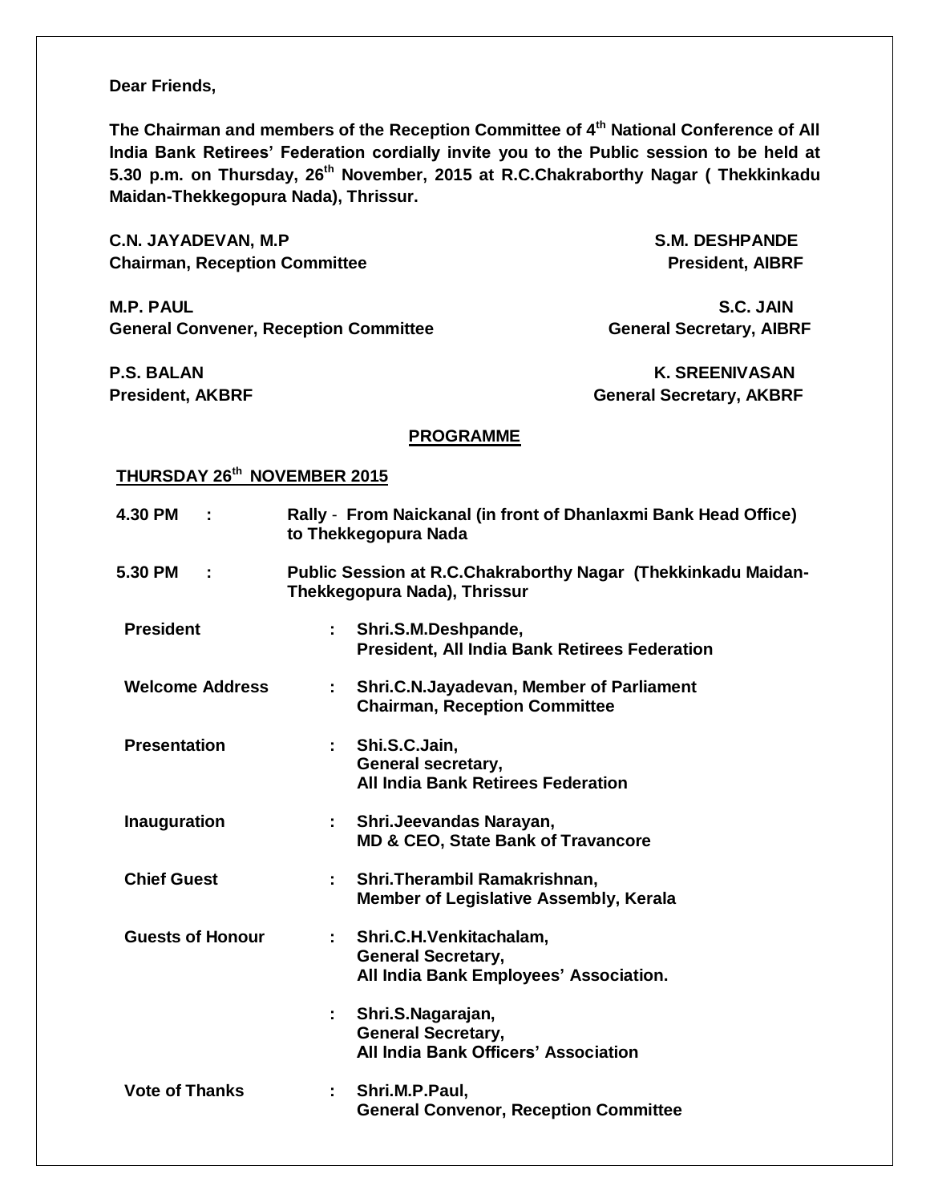**Dear Friends,**

**The Chairman and members of the Reception Committee of 4th National Conference of All India Bank Retirees' Federation cordially invite you to the Public session to be held at 5.30 p.m. on Thursday, 26th November, 2015 at R.C.Chakraborthy Nagar ( Thekkinkadu Maidan-Thekkegopura Nada), Thrissur.**

| | |
|---|---|
| **C.N. JAYADEVAN, M.P**<br>**Chairman, Reception Committee** | **S.M. DESHPANDE**<br>**President, AIBRF** |
| **M.P. PAUL**<br>**General Convener, Reception Committee** | **S.C. JAIN**<br>**General Secretary, AIBRF** |
| **P.S. BALAN**<br>**President, AKBRF** | **K. SREENIVASAN**<br>**General Secretary, AKBRF** |

## PROGRAMME

**THURSDAY 26th NOVEMBER 2015**

**4.30 PM : Rally - From Naickanal (in front of Dhanlaxmi Bank Head Office) to Thekkegopura Nada**

**5.30 PM : Public Session at R.C.Chakraborthy Nagar (Thekkinkadu Maidan-Thekkegopura Nada), Thrissur**

| | | |
|---|---|---|
| **President** | : | **Shri.S.M.Deshpande,**<br>**President, All India Bank Retirees Federation** |
| **Welcome Address** | : | **Shri.C.N.Jayadevan, Member of Parliament**<br>**Chairman, Reception Committee** |
| **Presentation** | : | **Shi.S.C.Jain,**<br>**General secretary,**<br>**All India Bank Retirees Federation** |
| **Inauguration** | : | **Shri.Jeevandas Narayan,**<br>**MD & CEO, State Bank of Travancore** |
| **Chief Guest** | : | **Shri.Therambil Ramakrishnan,**<br>**Member of Legislative Assembly, Kerala** |
| **Guests of Honour** | : | **Shri.C.H.Venkitachalam,**<br>**General Secretary,**<br>**All India Bank Employees' Association.** |
| | : | **Shri.S.Nagarajan,**<br>**General Secretary,**<br>**All India Bank Officers' Association** |
| **Vote of Thanks** | : | **Shri.M.P.Paul,**<br>**General Convenor, Reception Committee** |